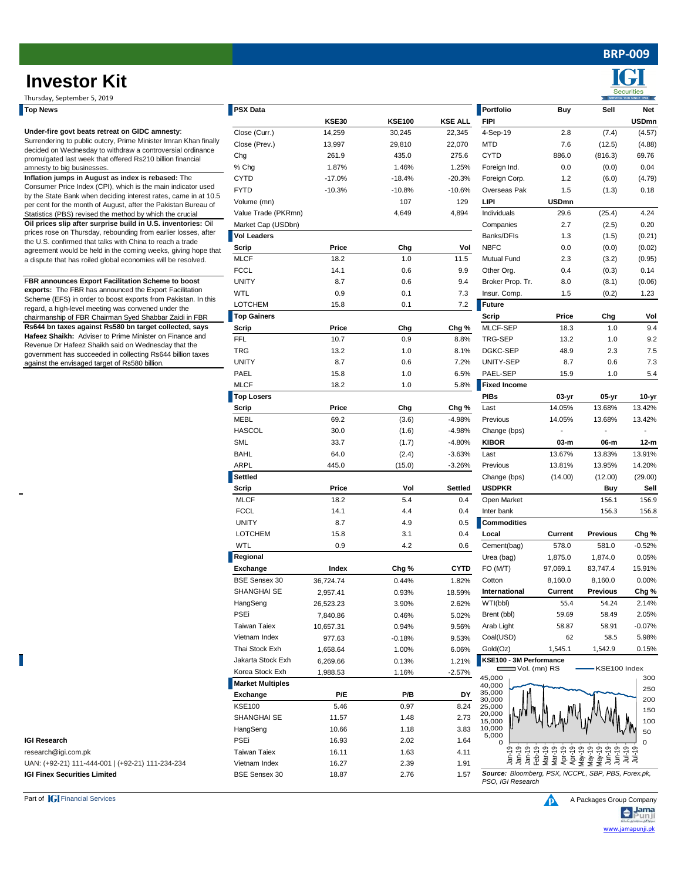BRP-009

# Investor Kit

Thursday, September 5, 2019

## Top News

**Under-fire govt beats retreat on GIDC amnesty**: Surrendering to public outcry, Prime Minister Imran Khan finally decided on Wednesday to withdraw a controversial ordinance promulgated last week that offered Rs210 billion financial amnesty to big businesses.

**Inflation jumps in August as index is rebased:** The Consumer Price Index (CPI), which is the main indicator used by the State Bank when deciding interest rates, came in at 10.5 per cent for the month of August, after the Pakistan Bureau of Statistics (PBS) revised the method by which the crucial

**Oil prices slip after surprise build in U.S. inventories:** Oil prices rose on Thursday, rebounding from earlier losses, after the U.S. confirmed that talks with China to reach a trade agreement would be held in the coming weeks, giving hope that a dispute that has roiled global economies will be resolved.

**FBR announces Export Facilitation Scheme to boost exports:** The FBR has announced the Export Facilitation Scheme (EFS) in order to boost exports from Pakistan. In this regard, a high-level meeting was convened under the chairmanship of FBR Chairman Syed Shabbar Zaidi in FBR

**Rs644 bn taxes against Rs580 bn target collected, says Hafeez Shaikh:** Adviser to Prime Minister on Finance and Revenue Dr Hafeez Shaikh said on Wednesday that the government has succeeded in collecting Rs644 billion taxes against the envisaged target of Rs580 billion.

## PSX Data

| | KSE30 | KSE100 | KSE ALL |
|---|---|---|---|
| Close (Curr.) | 14,259 | 30,245 | 22,345 |
| Close (Prev.) | 13,997 | 29,810 | 22,070 |
| Chg | 261.9 | 435.0 | 275.6 |
| % Chg | 1.87% | 1.46% | 1.25% |
| CYTD | -17.0% | -18.4% | -20.3% |
| FYTD | -10.3% | -10.8% | -10.6% |
| Volume (mn) | | 107 | 129 |
| Value Trade (PKRmn) | | 4,649 | 4,894 |
| Market Cap (USDbn) | | | |

### Vol Leaders

| Scrip | Price | Chg | Vol |
|---|---|---|---|
| MLCF | 18.2 | 1.0 | 11.5 |
| FCCL | 14.1 | 0.6 | 9.9 |
| UNITY | 8.7 | 0.6 | 9.4 |
| WTL | 0.9 | 0.1 | 7.3 |
| LOTCHEM | 15.8 | 0.1 | 7.2 |

### Top Gainers

| Scrip | Price | Chg | Chg % |
|---|---|---|---|
| FFL | 10.7 | 0.9 | 8.8% |
| TRG | 13.2 | 1.0 | 8.1% |
| UNITY | 8.7 | 0.6 | 7.2% |
| PAEL | 15.8 | 1.0 | 6.5% |
| MLCF | 18.2 | 1.0 | 5.8% |

### Top Losers

| Scrip | Price | Chg | Chg % |
|---|---|---|---|
| MEBL | 69.2 | (3.6) | -4.98% |
| HASCOL | 30.0 | (1.6) | -4.98% |
| SML | 33.7 | (1.7) | -4.80% |
| BAHL | 64.0 | (2.4) | -3.63% |
| ARPL | 445.0 | (15.0) | -3.26% |

### Settled

| Scrip | Price | Vol | Settled |
|---|---|---|---|
| MLCF | 18.2 | 5.4 | 0.4 |
| FCCL | 14.1 | 4.4 | 0.4 |
| UNITY | 8.7 | 4.9 | 0.5 |
| LOTCHEM | 15.8 | 3.1 | 0.4 |
| WTL | 0.9 | 4.2 | 0.6 |

### Regional

| Exchange | Index | Chg % | CYTD |
|---|---|---|---|
| BSE Sensex 30 | 36,724.74 | 0.44% | 1.82% |
| SHANGHAI SE | 2,957.41 | 0.93% | 18.59% |
| HangSeng | 26,523.23 | 3.90% | 2.62% |
| PSEi | 7,840.86 | 0.46% | 5.02% |
| Taiwan Taiex | 10,657.31 | 0.94% | 9.56% |
| Vietnam Index | 977.63 | -0.18% | 9.53% |
| Thai Stock Exh | 1,658.64 | 1.00% | 6.06% |
| Jakarta Stock Exh | 6,269.66 | 0.13% | 1.21% |
| Korea Stock Exh | 1,988.53 | 1.16% | -2.57% |

### Market Multiples

| Exchange | P/E | P/B | DY |
|---|---|---|---|
| KSE100 | 5.46 | 0.97 | 8.24 |
| SHANGHAI SE | 11.57 | 1.48 | 2.73 |
| HangSeng | 10.66 | 1.18 | 3.83 |
| PSEi | 16.93 | 2.02 | 1.64 |
| Taiwan Taiex | 16.11 | 1.63 | 4.11 |
| Vietnam Index | 16.27 | 2.39 | 1.91 |
| BSE Sensex 30 | 18.87 | 2.76 | 1.57 |

## Portfolio

| | Buy | Sell | Net |
|---|---|---|---|
| **FIPI** | | | **USDmn** |
| 4-Sep-19 | 2.8 | (7.4) | (4.57) |
| MTD | 7.6 | (12.5) | (4.88) |
| CYTD | 886.0 | (816.3) | 69.76 |
| Foreign Ind. | 0.0 | (0.0) | 0.04 |
| Foreign Corp. | 1.2 | (6.0) | (4.79) |
| Overseas Pak | 1.5 | (1.3) | 0.18 |
| **LIPI** | **USDmn** | | |
| Individuals | 29.6 | (25.4) | 4.24 |
| Companies | 2.7 | (2.5) | 0.20 |
| Banks/DFIs | 1.3 | (1.5) | (0.21) |
| NBFC | 0.0 | (0.0) | (0.02) |
| Mutual Fund | 2.3 | (3.2) | (0.95) |
| Other Org. | 0.4 | (0.3) | 0.14 |
| Broker Prop. Tr. | 8.0 | (8.1) | (0.06) |
| Insur. Comp. | 1.5 | (0.2) | 1.23 |

### Future

| Scrip | Price | Chg | Vol |
|---|---|---|---|
| MLCF-SEP | 18.3 | 1.0 | 9.4 |
| TRG-SEP | 13.2 | 1.0 | 9.2 |
| DGKC-SEP | 48.9 | 2.3 | 7.5 |
| UNITY-SEP | 8.7 | 0.6 | 7.3 |
| PAEL-SEP | 15.9 | 1.0 | 5.4 |

### Fixed Income

| PIBs | 03-yr | 05-yr | 10-yr |
|---|---|---|---|
| Last | 14.05% | 13.68% | 13.42% |
| Previous | 14.05% | 13.68% | 13.42% |
| Change (bps) | - | - | - |
| **KIBOR** | **03-m** | **06-m** | **12-m** |
| Last | 13.67% | 13.83% | 13.91% |
| Previous | 13.81% | 13.95% | 14.20% |
| Change (bps) | (14.00) | (12.00) | (29.00) |
| **USDPKR** | | **Buy** | **Sell** |
| Open Market | | 156.1 | 156.9 |
| Inter bank | | 156.3 | 156.8 |

### Commodities

| Local | Current | Previous | Chg % |
|---|---|---|---|
| Cement(bag) | 578.0 | 581.0 | -0.52% |
| Urea (bag) | 1,875.0 | 1,874.0 | 0.05% |
| FO (M/T) | 97,069.1 | 83,747.4 | 15.91% |
| Cotton | 8,160.0 | 8,160.0 | 0.00% |
| **International** | **Current** | **Previous** | **Chg %** |
| WTI(bbl) | 55.4 | 54.24 | 2.14% |
| Brent (bbl) | 59.69 | 58.49 | 2.05% |
| Arab Light | 58.87 | 58.91 | -0.07% |
| Coal(USD) | 62 | 58.5 | 5.98% |
| Gold(Oz) | 1,545.1 | 1,542.9 | 0.15% |

### KSE100 - 3M Performance

Vol. (mn) RS — KSE100 Index

45,000
40,000
35,000
30,000
25,000
20,000
15,000
10,000
5,000
0

300
250
200
150
100
50
0

Jan-19 Jan-19 Jan-19 Feb-19 Mar-19 Mar-19 Apr-19 May-19 May-19 Jun-19 Jun-19 Jul-19 Jul-19

*Source: Bloomberg, PSX, NCCPL, SBP, PBS, Forex.pk, PSO, IGI Research*

**IGI Research**

research@igi.com.pk

UAN: (+92-21) 111-444-001 | (+92-21) 111-234-234

**IGI Finex Securities Limited**

Part of IGI Financial Services

A Packages Group Company

www.jamapunji.pk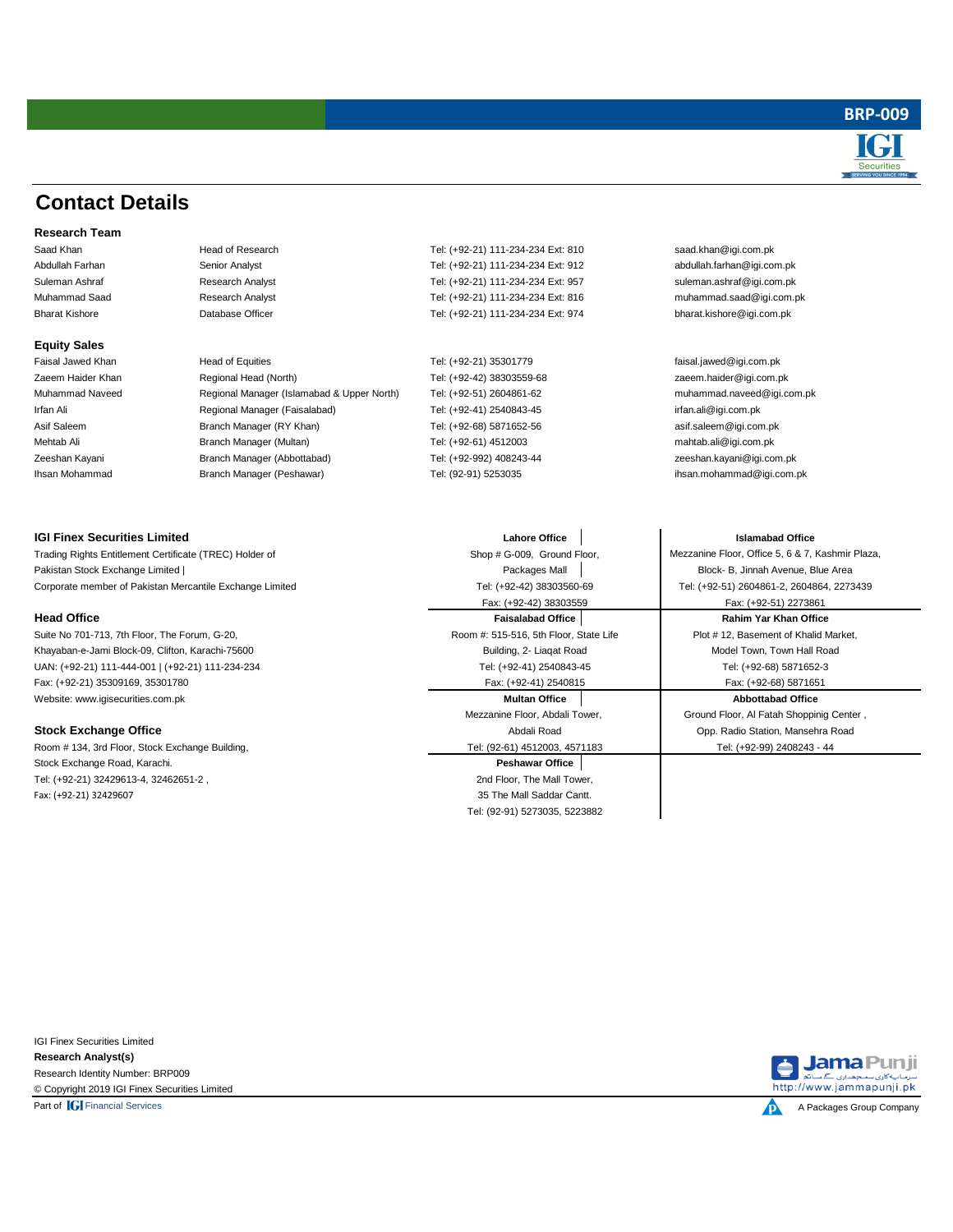## Contact Details

### Research Team

| | | | |
|---|---|---|---|
| Saad Khan | Head of Research | Tel: (+92-21) 111-234-234 Ext: 810 | saad.khan@igi.com.pk |
| Abdullah Farhan | Senior Analyst | Tel: (+92-21) 111-234-234 Ext: 912 | abdullah.farhan@igi.com.pk |
| Suleman Ashraf | Research Analyst | Tel: (+92-21) 111-234-234 Ext: 957 | suleman.ashraf@igi.com.pk |
| Muhammad Saad | Research Analyst | Tel: (+92-21) 111-234-234 Ext: 816 | muhammad.saad@igi.com.pk |
| Bharat Kishore | Database Officer | Tel: (+92-21) 111-234-234 Ext: 974 | bharat.kishore@igi.com.pk |

### Equity Sales

| | | | |
|---|---|---|---|
| Faisal Jawed Khan | Head of Equities | Tel: (+92-21) 35301779 | faisal.jawed@igi.com.pk |
| Zaeem Haider Khan | Regional Head (North) | Tel: (+92-42) 38303559-68 | zaeem.haider@igi.com.pk |
| Muhammad Naveed | Regional Manager (Islamabad & Upper North) | Tel: (+92-51) 2604861-62 | muhammad.naveed@igi.com.pk |
| Irfan Ali | Regional Manager (Faisalabad) | Tel: (+92-41) 2540843-45 | irfan.ali@igi.com.pk |
| Asif Saleem | Branch Manager (RY Khan) | Tel: (+92-68) 5871652-56 | asif.saleem@igi.com.pk |
| Mehtab Ali | Branch Manager (Multan) | Tel: (+92-61) 4512003 | mahtab.ali@igi.com.pk |
| Zeeshan Kayani | Branch Manager (Abbottabad) | Tel: (+92-992) 408243-44 | zeeshan.kayani@igi.com.pk |
| Ihsan Mohammad | Branch Manager (Peshawar) | Tel: (92-91) 5253035 | ihsan.mohammad@igi.com.pk |

### IGI Finex Securities Limited

Trading Rights Entitlement Certificate (TREC) Holder of Pakistan Stock Exchange Limited |
Corporate member of Pakistan Mercantile Exchange Limited

### Head Office

Suite No 701-713, 7th Floor, The Forum, G-20,
Khayaban-e-Jami Block-09, Clifton, Karachi-75600
UAN: (+92-21) 111-444-001 | (+92-21) 111-234-234
Fax: (+92-21) 35309169, 35301780
Website: www.igisecurities.com.pk

### Stock Exchange Office

Room # 134, 3rd Floor, Stock Exchange Building,
Stock Exchange Road, Karachi.
Tel: (+92-21) 32429613-4, 32462651-2 ,
Fax: (+92-21) 32429607

| | |
|---|---|
| **Lahore Office**<br>Shop # G-009, Ground Floor,<br>Packages Mall<br>Tel: (+92-42) 38303560-69<br>Fax: (+92-42) 38303559 | **Islamabad Office**<br>Mezzanine Floor, Office 5, 6 & 7, Kashmir Plaza,<br>Block- B, Jinnah Avenue, Blue Area<br>Tel: (+92-51) 2604861-2, 2604864, 2273439<br>Fax: (+92-51) 2273861 |
| **Faisalabad Office**<br>Room #: 515-516, 5th Floor, State Life<br>Building, 2- Liaqat Road<br>Tel: (+92-41) 2540843-45<br>Fax: (+92-41) 2540815 | **Rahim Yar Khan Office**<br>Plot # 12, Basement of Khalid Market,<br>Model Town, Town Hall Road<br>Tel: (+92-68) 5871652-3<br>Fax: (+92-68) 5871651 |
| **Multan Office**<br>Mezzanine Floor, Abdali Tower,<br>Abdali Road<br>Tel: (92-61) 4512003, 4571183 | **Abbottabad Office**<br>Ground Floor, Al Fatah Shoppinig Center ,<br>Opp. Radio Station, Mansehra Road<br>Tel: (+92-99) 2408243 - 44 |
| **Peshawar Office**<br>2nd Floor, The Mall Tower,<br>35 The Mall Saddar Cantt.<br>Tel: (92-91) 5273035, 5223882 | |

IGI Finex Securities Limited
**Research Analyst(s)**
Research Identity Number: BRP009
© Copyright 2019 IGI Finex Securities Limited
Part of IGI Financial Services

A Packages Group Company